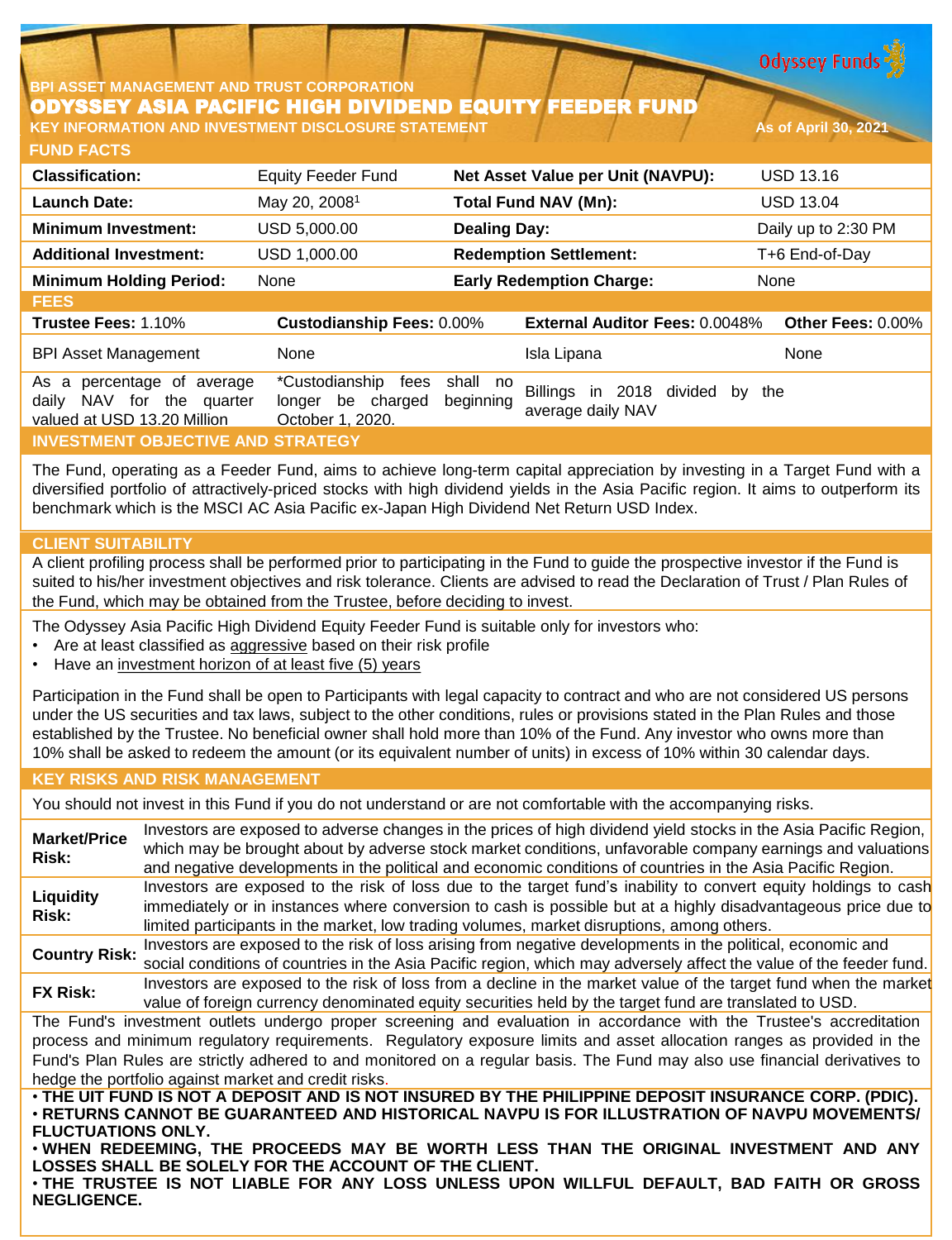BPI ASSET MANAGEMENT AND TRUST CORPORATION

# ODYSSEY ASIA PACIFIC HIGH DIVIDEND EQUITY FEEDER FUND

**KEY INFORMATION AND INVESTMENT DISCLOSURE STATEMENT** — As of April 30, 2021

## FUND FACTS

| | | | |
|---|---|---|---|
| **Classification:** | Equity Feeder Fund | **Net Asset Value per Unit (NAVPU):** | USD 13.16 |
| **Launch Date:** | May 20, 2008[1] | **Total Fund NAV (Mn):** | USD 13.04 |
| **Minimum Investment:** | USD 5,000.00 | **Dealing Day:** | Daily up to 2:30 PM |
| **Additional Investment:** | USD 1,000.00 | **Redemption Settlement:** | T+6 End-of-Day |
| **Minimum Holding Period:** | None | **Early Redemption Charge:** | None |

## FEES

| **Trustee Fees:** 1.10% | **Custodianship Fees:** 0.00% | **External Auditor Fees:** 0.0048% | **Other Fees:** 0.00% |
|---|---|---|---|
| BPI Asset Management | None | Isla Lipana | None |
| As a percentage of average daily NAV for the quarter valued at USD 13.20 Million | *Custodianship fees shall no longer be charged beginning October 1, 2020. | Billings in 2018 divided by the average daily NAV | |

## INVESTMENT OBJECTIVE AND STRATEGY

The Fund, operating as a Feeder Fund, aims to achieve long-term capital appreciation by investing in a Target Fund with a diversified portfolio of attractively-priced stocks with high dividend yields in the Asia Pacific region. It aims to outperform its benchmark which is the MSCI AC Asia Pacific ex-Japan High Dividend Net Return USD Index.

## CLIENT SUITABILITY

A client profiling process shall be performed prior to participating in the Fund to guide the prospective investor if the Fund is suited to his/her investment objectives and risk tolerance. Clients are advised to read the Declaration of Trust / Plan Rules of the Fund, which may be obtained from the Trustee, before deciding to invest.

The Odyssey Asia Pacific High Dividend Equity Feeder Fund is suitable only for investors who:

- Are at least classified as aggressive based on their risk profile
- Have an investment horizon of at least five (5) years

Participation in the Fund shall be open to Participants with legal capacity to contract and who are not considered US persons under the US securities and tax laws, subject to the other conditions, rules or provisions stated in the Plan Rules and those established by the Trustee. No beneficial owner shall hold more than 10% of the Fund. Any investor who owns more than 10% shall be asked to redeem the amount (or its equivalent number of units) in excess of 10% within 30 calendar days.

## KEY RISKS AND RISK MANAGEMENT

You should not invest in this Fund if you do not understand or are not comfortable with the accompanying risks.

| | |
|---|---|
| **Market/Price Risk:** | Investors are exposed to adverse changes in the prices of high dividend yield stocks in the Asia Pacific Region, which may be brought about by adverse stock market conditions, unfavorable company earnings and valuations and negative developments in the political and economic conditions of countries in the Asia Pacific Region. |
| **Liquidity Risk:** | Investors are exposed to the risk of loss due to the target fund's inability to convert equity holdings to cash immediately or in instances where conversion to cash is possible but at a highly disadvantageous price due to limited participants in the market, low trading volumes, market disruptions, among others. |
| **Country Risk:** | Investors are exposed to the risk of loss arising from negative developments in the political, economic and social conditions of countries in the Asia Pacific region, which may adversely affect the value of the feeder fund. |
| **FX Risk:** | Investors are exposed to the risk of loss from a decline in the market value of the target fund when the market value of foreign currency denominated equity securities held by the target fund are translated to USD. |

The Fund's investment outlets undergo proper screening and evaluation in accordance with the Trustee's accreditation process and minimum regulatory requirements. Regulatory exposure limits and asset allocation ranges as provided in the Fund's Plan Rules are strictly adhered to and monitored on a regular basis. The Fund may also use financial derivatives to hedge the portfolio against market and credit risks.

- **THE UIT FUND IS NOT A DEPOSIT AND IS NOT INSURED BY THE PHILIPPINE DEPOSIT INSURANCE CORP. (PDIC).**
- **RETURNS CANNOT BE GUARANTEED AND HISTORICAL NAVPU IS FOR ILLUSTRATION OF NAVPU MOVEMENTS/ FLUCTUATIONS ONLY.**
- **WHEN REDEEMING, THE PROCEEDS MAY BE WORTH LESS THAN THE ORIGINAL INVESTMENT AND ANY LOSSES SHALL BE SOLELY FOR THE ACCOUNT OF THE CLIENT.**
- **THE TRUSTEE IS NOT LIABLE FOR ANY LOSS UNLESS UPON WILLFUL DEFAULT, BAD FAITH OR GROSS NEGLIGENCE.**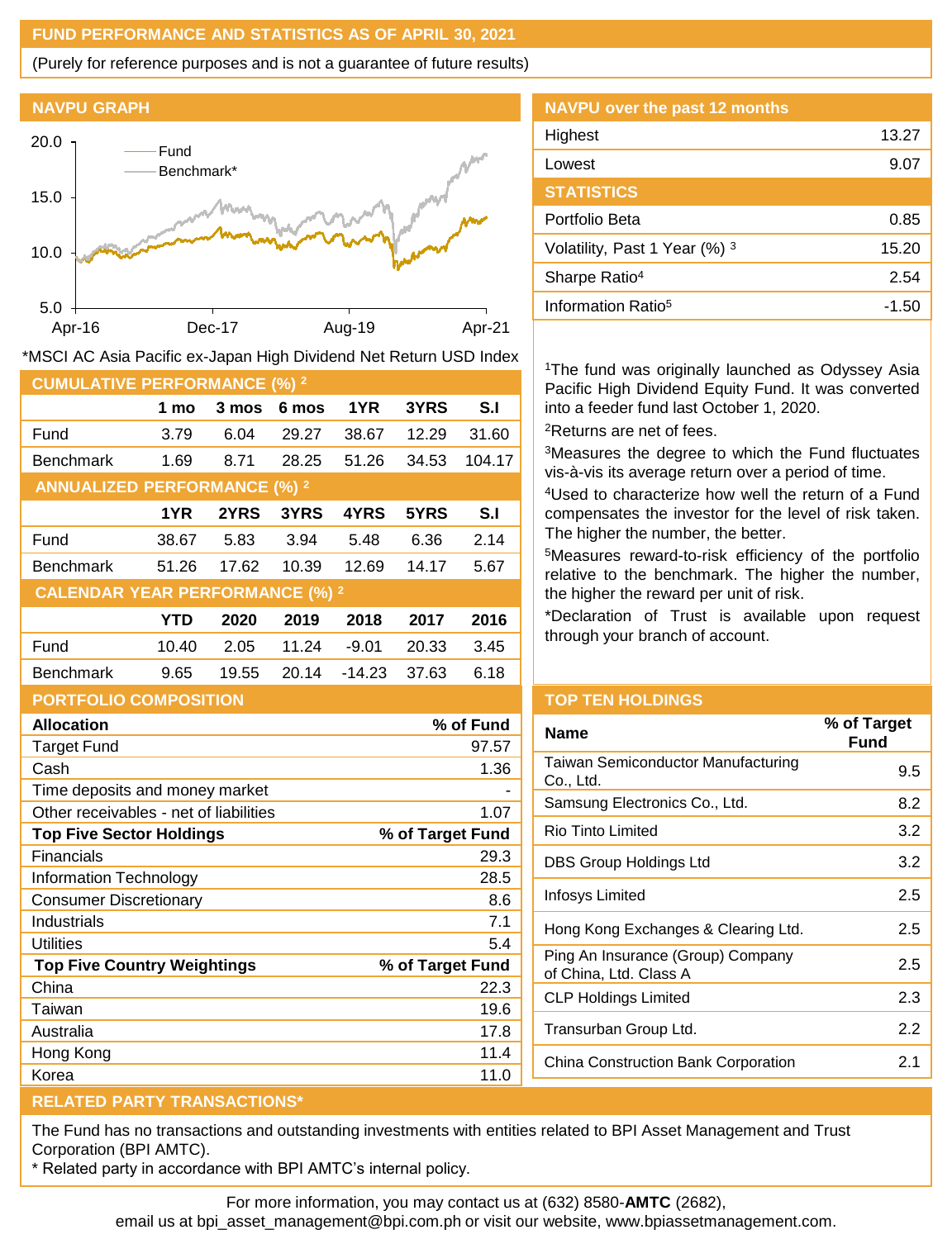## FUND PERFORMANCE AND STATISTICS AS OF APRIL 30, 2021

(Purely for reference purposes and is not a guarantee of future results)

### NAVPU GRAPH

*MSCI AC Asia Pacific ex-Japan High Dividend Net Return USD Index

### NAVPU over the past 12 months

| | |
|---|---|
| Highest | 13.27 |
| Lowest | 9.07 |

### STATISTICS

| | |
|---|---|
| Portfolio Beta | 0.85 |
| Volatility, Past 1 Year (%) [3] | 15.20 |
| Sharpe Ratio[4] | 2.54 |
| Information Ratio[5] | -1.50 |

### CUMULATIVE PERFORMANCE (%) [2]

| | 1 mo | 3 mos | 6 mos | 1YR | 3YRS | S.I |
|---|---|---|---|---|---|---|
| Fund | 3.79 | 6.04 | 29.27 | 38.67 | 12.29 | 31.60 |
| Benchmark | 1.69 | 8.71 | 28.25 | 51.26 | 34.53 | 104.17 |

### ANNUALIZED PERFORMANCE (%) [2]

| | 1YR | 2YRS | 3YRS | 4YRS | 5YRS | S.I |
|---|---|---|---|---|---|---|
| Fund | 38.67 | 5.83 | 3.94 | 5.48 | 6.36 | 2.14 |
| Benchmark | 51.26 | 17.62 | 10.39 | 12.69 | 14.17 | 5.67 |

### CALENDAR YEAR PERFORMANCE (%) [2]

| | YTD | 2020 | 2019 | 2018 | 2017 | 2016 |
|---|---|---|---|---|---|---|
| Fund | 10.40 | 2.05 | 11.24 | -9.01 | 20.33 | 3.45 |
| Benchmark | 9.65 | 19.55 | 20.14 | -14.23 | 37.63 | 6.18 |

[1]The fund was originally launched as Odyssey Asia Pacific High Dividend Equity Fund. It was converted into a feeder fund last October 1, 2020.

[2]Returns are net of fees.

[3]Measures the degree to which the Fund fluctuates vis-à-vis its average return over a period of time.

[4]Used to characterize how well the return of a Fund compensates the investor for the level of risk taken. The higher the number, the better.

[5]Measures reward-to-risk efficiency of the portfolio relative to the benchmark. The higher the number, the higher the reward per unit of risk.

*Declaration of Trust is available upon request through your branch of account.

### PORTFOLIO COMPOSITION

| Allocation | % of Fund |
|---|---|
| Target Fund | 97.57 |
| Cash | 1.36 |
| Time deposits and money market | - |
| Other receivables - net of liabilities | 1.07 |

| Top Five Sector Holdings | % of Target Fund |
|---|---|
| Financials | 29.3 |
| Information Technology | 28.5 |
| Consumer Discretionary | 8.6 |
| Industrials | 7.1 |
| Utilities | 5.4 |

| Top Five Country Weightings | % of Target Fund |
|---|---|
| China | 22.3 |
| Taiwan | 19.6 |
| Australia | 17.8 |
| Hong Kong | 11.4 |
| Korea | 11.0 |

### TOP TEN HOLDINGS

| Name | % of Target Fund |
|---|---|
| Taiwan Semiconductor Manufacturing Co., Ltd. | 9.5 |
| Samsung Electronics Co., Ltd. | 8.2 |
| Rio Tinto Limited | 3.2 |
| DBS Group Holdings Ltd | 3.2 |
| Infosys Limited | 2.5 |
| Hong Kong Exchanges & Clearing Ltd. | 2.5 |
| Ping An Insurance (Group) Company of China, Ltd. Class A | 2.5 |
| CLP Holdings Limited | 2.3 |
| Transurban Group Ltd. | 2.2 |
| China Construction Bank Corporation | 2.1 |

### RELATED PARTY TRANSACTIONS*

The Fund has no transactions and outstanding investments with entities related to BPI Asset Management and Trust Corporation (BPI AMTC).

* Related party in accordance with BPI AMTC's internal policy.

For more information, you may contact us at (632) 8580-**AMTC** (2682), email us at bpi_asset_management@bpi.com.ph or visit our website, www.bpiassetmanagement.com.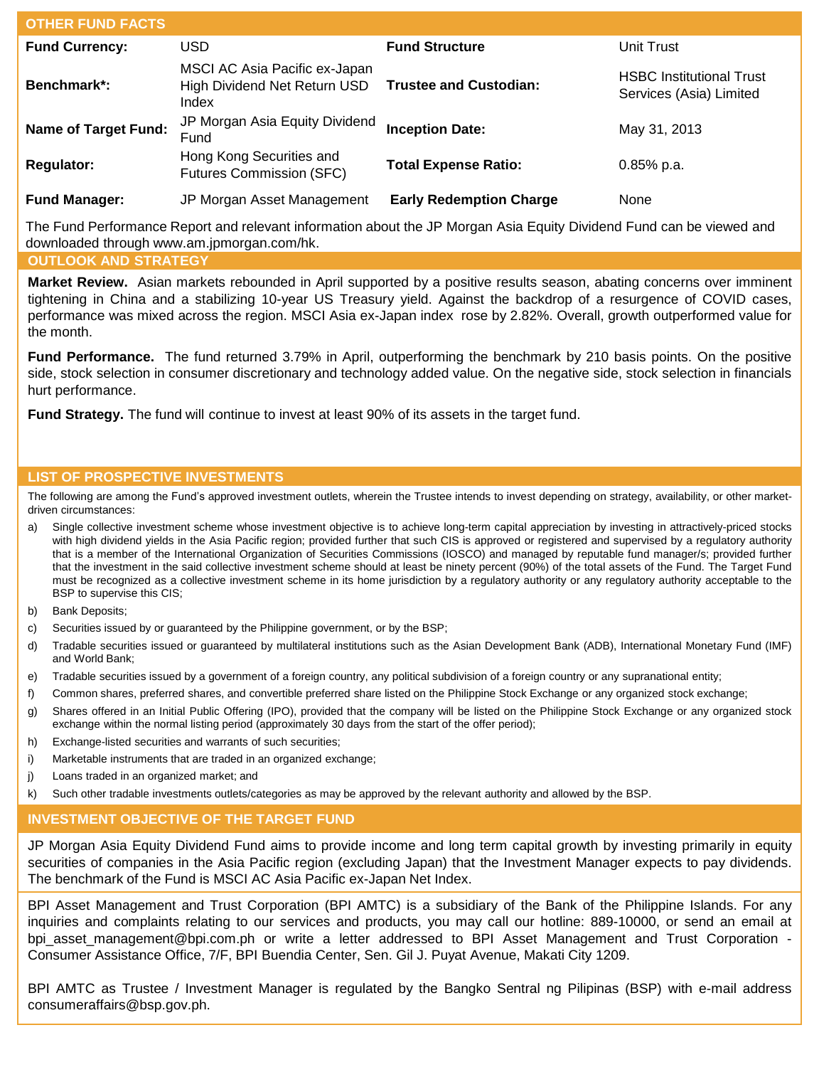## OTHER FUND FACTS

| | | | |
|---|---|---|---|
| **Fund Currency:** | USD | **Fund Structure** | Unit Trust |
| **Benchmark*:** | MSCI AC Asia Pacific ex-Japan High Dividend Net Return USD Index | **Trustee and Custodian:** | HSBC Institutional Trust Services (Asia) Limited |
| **Name of Target Fund:** | JP Morgan Asia Equity Dividend Fund | **Inception Date:** | May 31, 2013 |
| **Regulator:** | Hong Kong Securities and Futures Commission (SFC) | **Total Expense Ratio:** | 0.85% p.a. |
| **Fund Manager:** | JP Morgan Asset Management | **Early Redemption Charge** | None |

The Fund Performance Report and relevant information about the JP Morgan Asia Equity Dividend Fund can be viewed and downloaded through www.am.jpmorgan.com/hk.

## OUTLOOK AND STRATEGY

**Market Review.** Asian markets rebounded in April supported by a positive results season, abating concerns over imminent tightening in China and a stabilizing 10-year US Treasury yield. Against the backdrop of a resurgence of COVID cases, performance was mixed across the region. MSCI Asia ex-Japan index rose by 2.82%. Overall, growth outperformed value for the month.

**Fund Performance.** The fund returned 3.79% in April, outperforming the benchmark by 210 basis points. On the positive side, stock selection in consumer discretionary and technology added value. On the negative side, stock selection in financials hurt performance.

**Fund Strategy.** The fund will continue to invest at least 90% of its assets in the target fund.

## LIST OF PROSPECTIVE INVESTMENTS

The following are among the Fund's approved investment outlets, wherein the Trustee intends to invest depending on strategy, availability, or other market-driven circumstances:

a) Single collective investment scheme whose investment objective is to achieve long-term capital appreciation by investing in attractively-priced stocks with high dividend yields in the Asia Pacific region; provided further that such CIS is approved or registered and supervised by a regulatory authority that is a member of the International Organization of Securities Commissions (IOSCO) and managed by reputable fund manager/s; provided further that the investment in the said collective investment scheme should at least be ninety percent (90%) of the total assets of the Fund. The Target Fund must be recognized as a collective investment scheme in its home jurisdiction by a regulatory authority or any regulatory authority acceptable to the BSP to supervise this CIS;

b) Bank Deposits;

c) Securities issued by or guaranteed by the Philippine government, or by the BSP;

d) Tradable securities issued or guaranteed by multilateral institutions such as the Asian Development Bank (ADB), International Monetary Fund (IMF) and World Bank;

e) Tradable securities issued by a government of a foreign country, any political subdivision of a foreign country or any supranational entity;

f) Common shares, preferred shares, and convertible preferred share listed on the Philippine Stock Exchange or any organized stock exchange;

g) Shares offered in an Initial Public Offering (IPO), provided that the company will be listed on the Philippine Stock Exchange or any organized stock exchange within the normal listing period (approximately 30 days from the start of the offer period);

h) Exchange-listed securities and warrants of such securities;

i) Marketable instruments that are traded in an organized exchange;

j) Loans traded in an organized market; and

k) Such other tradable investments outlets/categories as may be approved by the relevant authority and allowed by the BSP.

## INVESTMENT OBJECTIVE OF THE TARGET FUND

JP Morgan Asia Equity Dividend Fund aims to provide income and long term capital growth by investing primarily in equity securities of companies in the Asia Pacific region (excluding Japan) that the Investment Manager expects to pay dividends. The benchmark of the Fund is MSCI AC Asia Pacific ex-Japan Net Index.

BPI Asset Management and Trust Corporation (BPI AMTC) is a subsidiary of the Bank of the Philippine Islands. For any inquiries and complaints relating to our services and products, you may call our hotline: 889-10000, or send an email at bpi_asset_management@bpi.com.ph or write a letter addressed to BPI Asset Management and Trust Corporation - Consumer Assistance Office, 7/F, BPI Buendia Center, Sen. Gil J. Puyat Avenue, Makati City 1209.

BPI AMTC as Trustee / Investment Manager is regulated by the Bangko Sentral ng Pilipinas (BSP) with e-mail address consumeraffairs@bsp.gov.ph.